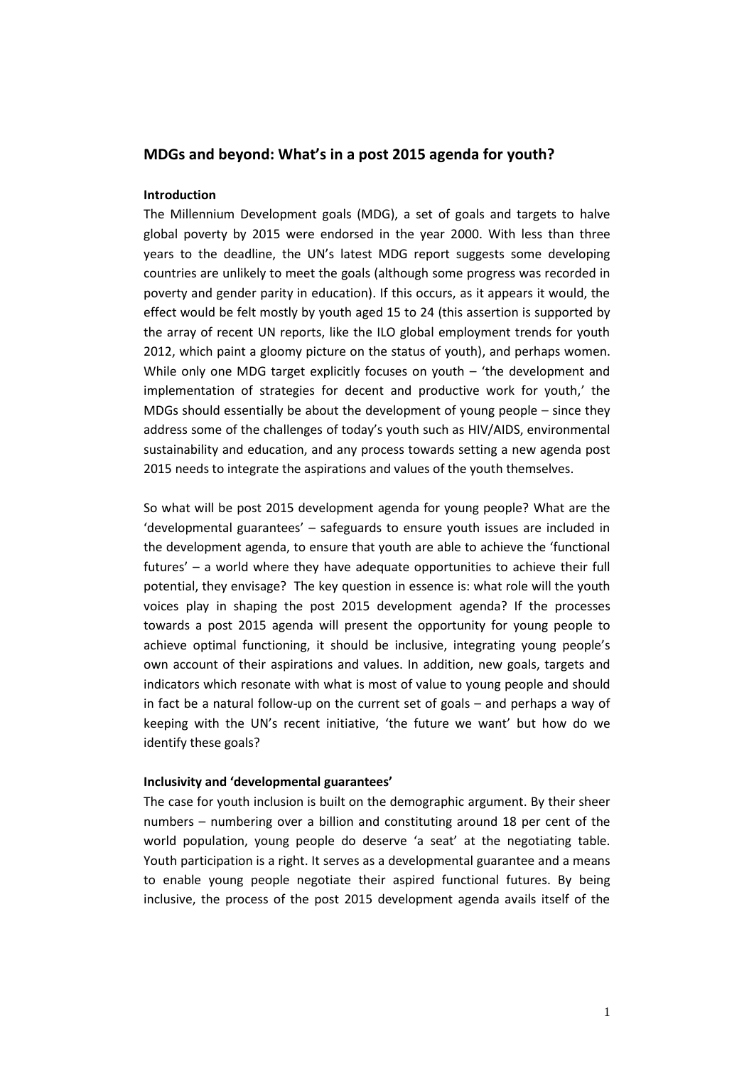## MDGs and beyond: What's in a post 2015 agenda for youth?

### Introduction

The Millennium Development goals (MDG), a set of goals and targets to halve global poverty by 2015 were endorsed in the year 2000. With less than three years to the deadline, the UN's latest MDG report suggests some developing countries are unlikely to meet the goals (although some progress was recorded in poverty and gender parity in education). If this occurs, as it appears it would, the effect would be felt mostly by youth aged 15 to 24 (this assertion is supported by the array of recent UN reports, like the ILO global employment trends for youth 2012, which paint a gloomy picture on the status of youth), and perhaps women. While only one MDG target explicitly focuses on youth – 'the development and implementation of strategies for decent and productive work for youth,' the MDGs should essentially be about the development of young people – since they address some of the challenges of today's youth such as HIV/AIDS, environmental sustainability and education, and any process towards setting a new agenda post 2015 needs to integrate the aspirations and values of the youth themselves.

So what will be post 2015 development agenda for young people? What are the 'developmental guarantees' – safeguards to ensure youth issues are included in the development agenda, to ensure that youth are able to achieve the 'functional futures' – a world where they have adequate opportunities to achieve their full potential, they envisage? The key question in essence is: what role will the youth voices play in shaping the post 2015 development agenda? If the processes towards a post 2015 agenda will present the opportunity for young people to achieve optimal functioning, it should be inclusive, integrating young people's own account of their aspirations and values. In addition, new goals, targets and indicators which resonate with what is most of value to young people and should in fact be a natural follow-up on the current set of goals – and perhaps a way of keeping with the UN's recent initiative, 'the future we want' but how do we identify these goals?

### Inclusivity and 'developmental guarantees'

The case for youth inclusion is built on the demographic argument. By their sheer numbers – numbering over a billion and constituting around 18 per cent of the world population, young people do deserve 'a seat' at the negotiating table. Youth participation is a right. It serves as a developmental guarantee and a means to enable young people negotiate their aspired functional futures. By being inclusive, the process of the post 2015 development agenda avails itself of the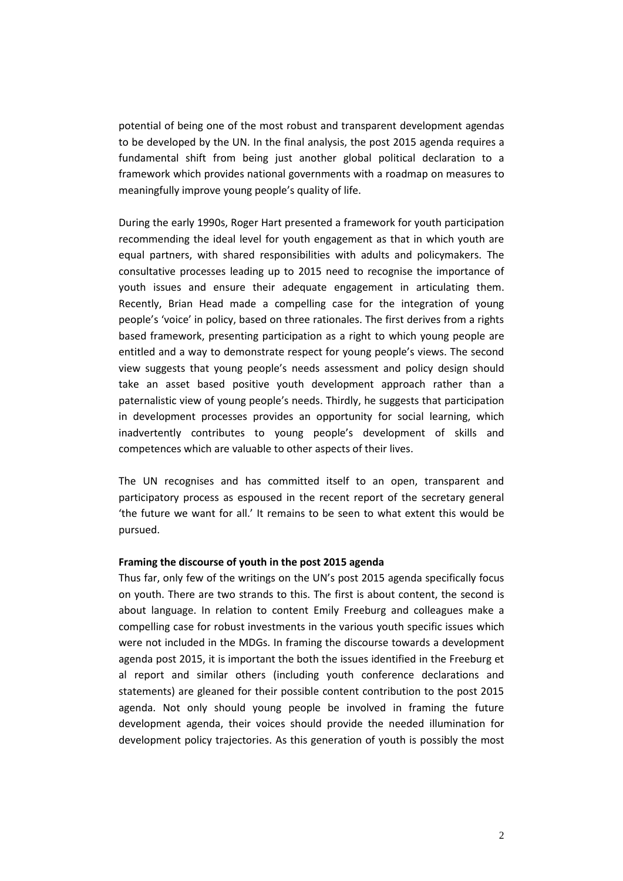potential of being one of the most robust and transparent development agendas to be developed by the UN. In the final analysis, the post 2015 agenda requires a fundamental shift from being just another global political declaration to a framework which provides national governments with a roadmap on measures to meaningfully improve young people's quality of life.

During the early 1990s, Roger Hart presented a framework for youth participation recommending the ideal level for youth engagement as that in which youth are equal partners, with shared responsibilities with adults and policymakers. The consultative processes leading up to 2015 need to recognise the importance of youth issues and ensure their adequate engagement in articulating them. Recently, Brian Head made a compelling case for the integration of young people's 'voice' in policy, based on three rationales. The first derives from a rights based framework, presenting participation as a right to which young people are entitled and a way to demonstrate respect for young people's views. The second view suggests that young people's needs assessment and policy design should take an asset based positive youth development approach rather than a paternalistic view of young people's needs. Thirdly, he suggests that participation in development processes provides an opportunity for social learning, which inadvertently contributes to young people's development of skills and competences which are valuable to other aspects of their lives.

The UN recognises and has committed itself to an open, transparent and participatory process as espoused in the recent report of the secretary general 'the future we want for all.' It remains to be seen to what extent this would be pursued.

**Framing the discourse of youth in the post 2015 agenda**

Thus far, only few of the writings on the UN's post 2015 agenda specifically focus on youth. There are two strands to this. The first is about content, the second is about language. In relation to content Emily Freeburg and colleagues make a compelling case for robust investments in the various youth specific issues which were not included in the MDGs. In framing the discourse towards a development agenda post 2015, it is important the both the issues identified in the Freeburg et al report and similar others (including youth conference declarations and statements) are gleaned for their possible content contribution to the post 2015 agenda. Not only should young people be involved in framing the future development agenda, their voices should provide the needed illumination for development policy trajectories. As this generation of youth is possibly the most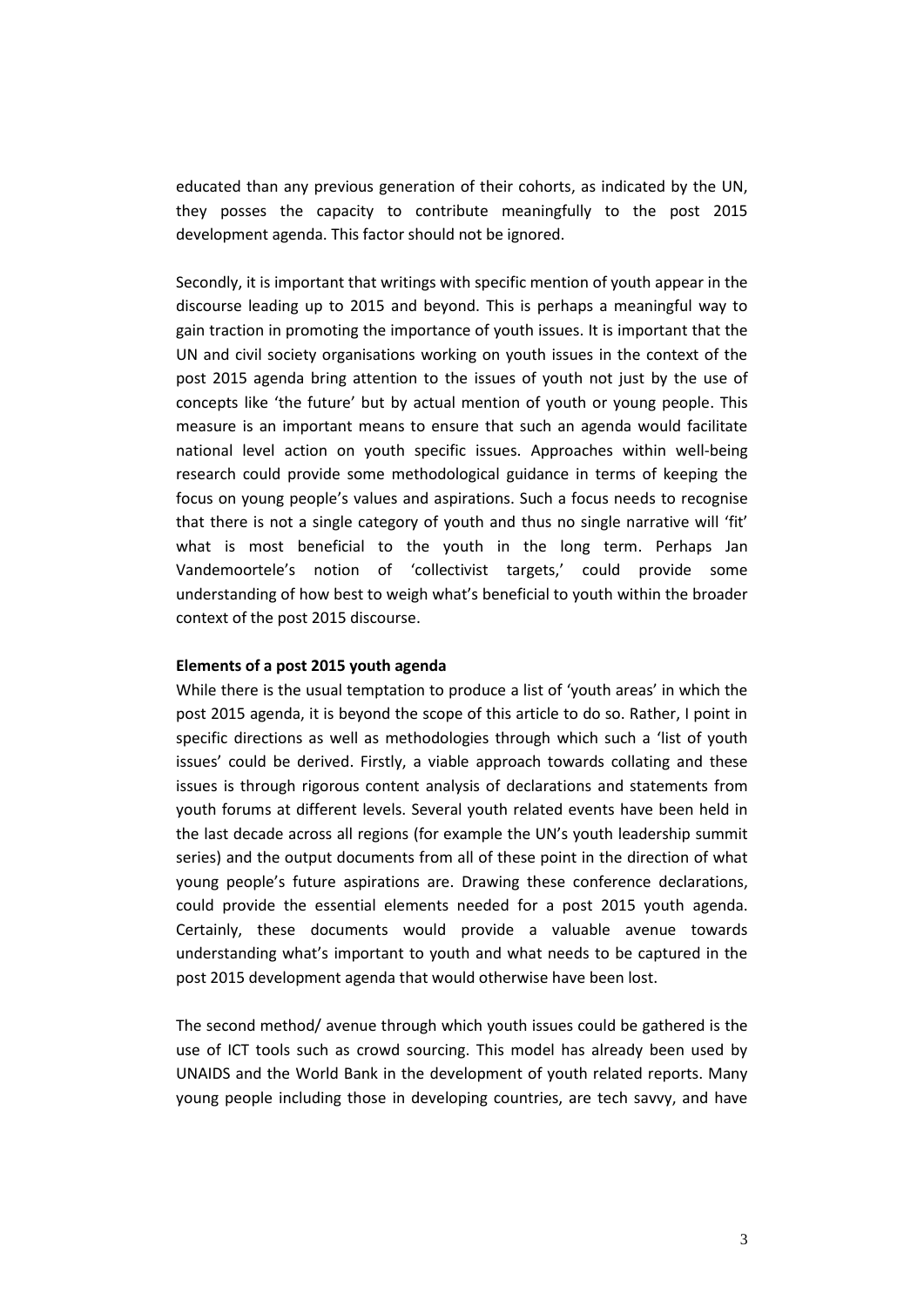educated than any previous generation of their cohorts, as indicated by the UN, they posses the capacity to contribute meaningfully to the post 2015 development agenda. This factor should not be ignored.

Secondly, it is important that writings with specific mention of youth appear in the discourse leading up to 2015 and beyond. This is perhaps a meaningful way to gain traction in promoting the importance of youth issues. It is important that the UN and civil society organisations working on youth issues in the context of the post 2015 agenda bring attention to the issues of youth not just by the use of concepts like 'the future' but by actual mention of youth or young people. This measure is an important means to ensure that such an agenda would facilitate national level action on youth specific issues. Approaches within well-being research could provide some methodological guidance in terms of keeping the focus on young people's values and aspirations. Such a focus needs to recognise that there is not a single category of youth and thus no single narrative will 'fit' what is most beneficial to the youth in the long term. Perhaps Jan Vandemoortele's notion of 'collectivist targets,' could provide some understanding of how best to weigh what's beneficial to youth within the broader context of the post 2015 discourse.

**Elements of a post 2015 youth agenda**

While there is the usual temptation to produce a list of 'youth areas' in which the post 2015 agenda, it is beyond the scope of this article to do so. Rather, I point in specific directions as well as methodologies through which such a 'list of youth issues' could be derived. Firstly, a viable approach towards collating and these issues is through rigorous content analysis of declarations and statements from youth forums at different levels. Several youth related events have been held in the last decade across all regions (for example the UN's youth leadership summit series) and the output documents from all of these point in the direction of what young people's future aspirations are. Drawing these conference declarations, could provide the essential elements needed for a post 2015 youth agenda. Certainly, these documents would provide a valuable avenue towards understanding what's important to youth and what needs to be captured in the post 2015 development agenda that would otherwise have been lost.

The second method/ avenue through which youth issues could be gathered is the use of ICT tools such as crowd sourcing. This model has already been used by UNAIDS and the World Bank in the development of youth related reports. Many young people including those in developing countries, are tech savvy, and have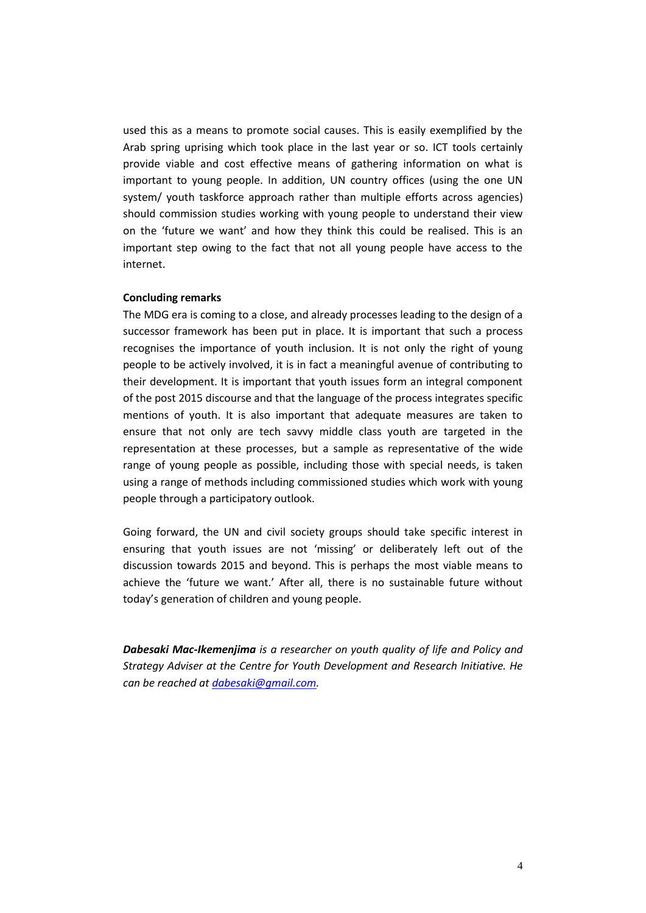used this as a means to promote social causes. This is easily exemplified by the Arab spring uprising which took place in the last year or so. ICT tools certainly provide viable and cost effective means of gathering information on what is important to young people. In addition, UN country offices (using the one UN system/ youth taskforce approach rather than multiple efforts across agencies) should commission studies working with young people to understand their view on the 'future we want' and how they think this could be realised. This is an important step owing to the fact that not all young people have access to the internet.

**Concluding remarks**

The MDG era is coming to a close, and already processes leading to the design of a successor framework has been put in place. It is important that such a process recognises the importance of youth inclusion. It is not only the right of young people to be actively involved, it is in fact a meaningful avenue of contributing to their development. It is important that youth issues form an integral component of the post 2015 discourse and that the language of the process integrates specific mentions of youth. It is also important that adequate measures are taken to ensure that not only are tech savvy middle class youth are targeted in the representation at these processes, but a sample as representative of the wide range of young people as possible, including those with special needs, is taken using a range of methods including commissioned studies which work with young people through a participatory outlook.

Going forward, the UN and civil society groups should take specific interest in ensuring that youth issues are not 'missing' or deliberately left out of the discussion towards 2015 and beyond. This is perhaps the most viable means to achieve the 'future we want.' After all, there is no sustainable future without today's generation of children and young people.

***Dabesaki Mac-Ikemenjima*** *is a researcher on youth quality of life and Policy and Strategy Adviser at the Centre for Youth Development and Research Initiative. He can be reached at [dabesaki@gmail.com](mailto:dabesaki@gmail.com).*